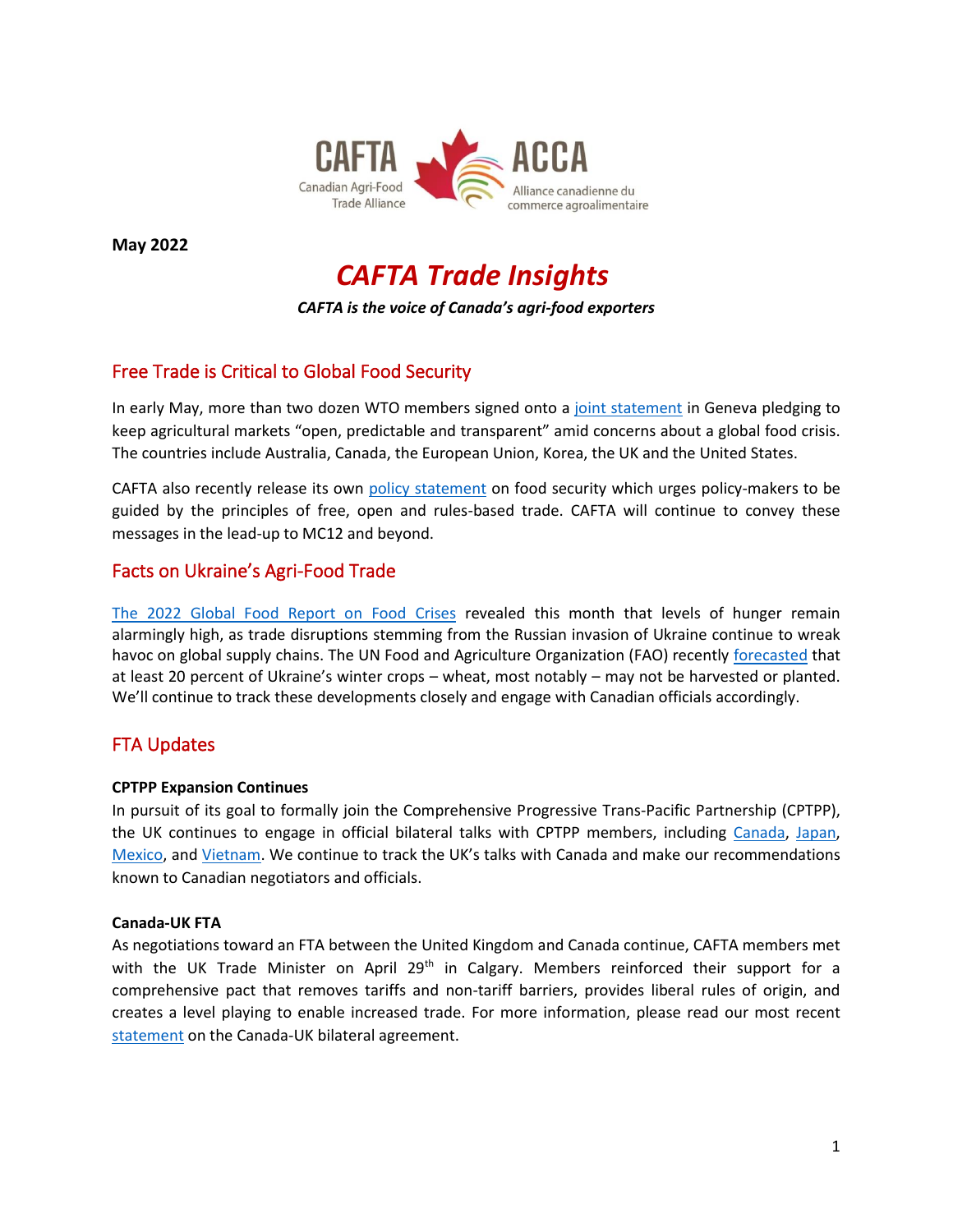**May 2022**

# *CAFTA Trade Insights*

***CAFTA is the voice of Canada's agri-food exporters***

## Free Trade is Critical to Global Food Security

In early May, more than two dozen WTO members signed onto a joint statement in Geneva pledging to keep agricultural markets "open, predictable and transparent" amid concerns about a global food crisis. The countries include Australia, Canada, the European Union, Korea, the UK and the United States.

CAFTA also recently release its own policy statement on food security which urges policy-makers to be guided by the principles of free, open and rules-based trade. CAFTA will continue to convey these messages in the lead-up to MC12 and beyond.

## Facts on Ukraine's Agri-Food Trade

The 2022 Global Food Report on Food Crises revealed this month that levels of hunger remain alarmingly high, as trade disruptions stemming from the Russian invasion of Ukraine continue to wreak havoc on global supply chains. The UN Food and Agriculture Organization (FAO) recently forecasted that at least 20 percent of Ukraine's winter crops – wheat, most notably – may not be harvested or planted. We'll continue to track these developments closely and engage with Canadian officials accordingly.

## FTA Updates

**CPTPP Expansion Continues**

In pursuit of its goal to formally join the Comprehensive Progressive Trans-Pacific Partnership (CPTPP), the UK continues to engage in official bilateral talks with CPTPP members, including Canada, Japan, Mexico, and Vietnam. We continue to track the UK's talks with Canada and make our recommendations known to Canadian negotiators and officials.

**Canada-UK FTA**

As negotiations toward an FTA between the United Kingdom and Canada continue, CAFTA members met with the UK Trade Minister on April 29th in Calgary. Members reinforced their support for a comprehensive pact that removes tariffs and non-tariff barriers, provides liberal rules of origin, and creates a level playing to enable increased trade. For more information, please read our most recent statement on the Canada-UK bilateral agreement.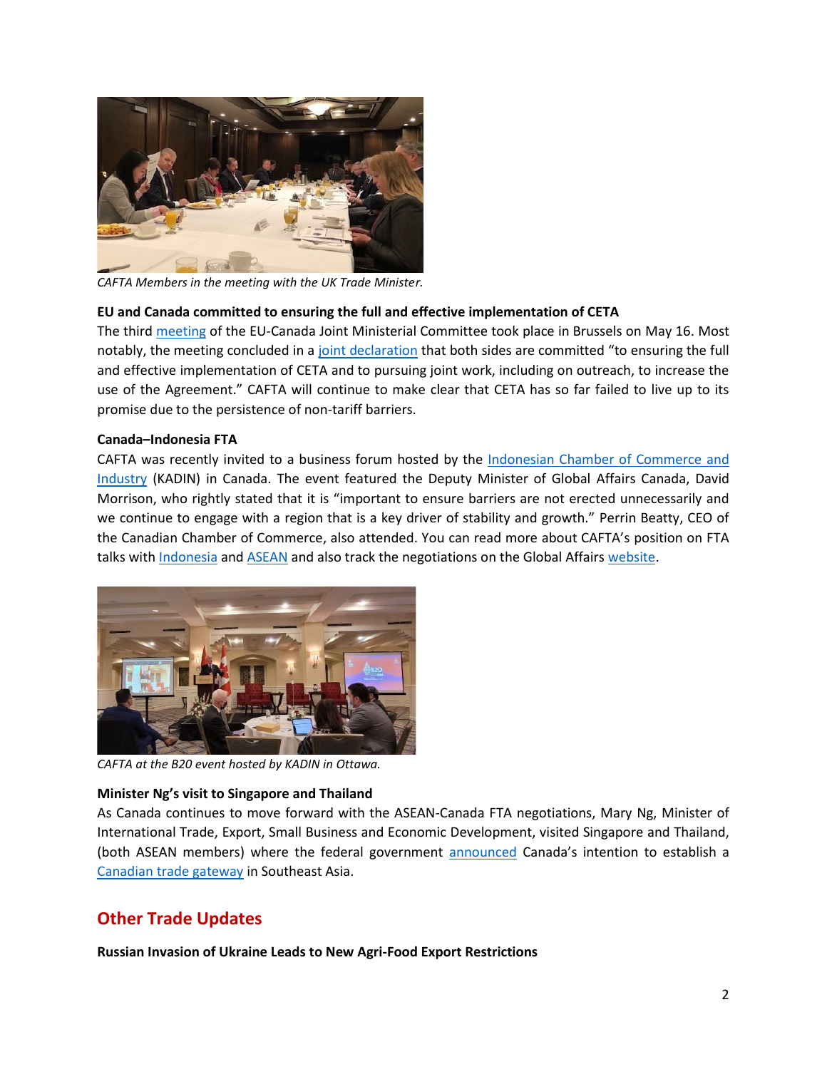*CAFTA Members in the meeting with the UK Trade Minister.*

**EU and Canada committed to ensuring the full and effective implementation of CETA**

The third meeting of the EU-Canada Joint Ministerial Committee took place in Brussels on May 16. Most notably, the meeting concluded in a joint declaration that both sides are committed "to ensuring the full and effective implementation of CETA and to pursuing joint work, including on outreach, to increase the use of the Agreement." CAFTA will continue to make clear that CETA has so far failed to live up to its promise due to the persistence of non-tariff barriers.

**Canada–Indonesia FTA**

CAFTA was recently invited to a business forum hosted by the Indonesian Chamber of Commerce and Industry (KADIN) in Canada. The event featured the Deputy Minister of Global Affairs Canada, David Morrison, who rightly stated that it is "important to ensure barriers are not erected unnecessarily and we continue to engage with a region that is a key driver of stability and growth." Perrin Beatty, CEO of the Canadian Chamber of Commerce, also attended. You can read more about CAFTA's position on FTA talks with Indonesia and ASEAN and also track the negotiations on the Global Affairs website.

*CAFTA at the B20 event hosted by KADIN in Ottawa.*

**Minister Ng's visit to Singapore and Thailand**

As Canada continues to move forward with the ASEAN-Canada FTA negotiations, Mary Ng, Minister of International Trade, Export, Small Business and Economic Development, visited Singapore and Thailand, (both ASEAN members) where the federal government announced Canada's intention to establish a Canadian trade gateway in Southeast Asia.

## Other Trade Updates

**Russian Invasion of Ukraine Leads to New Agri-Food Export Restrictions**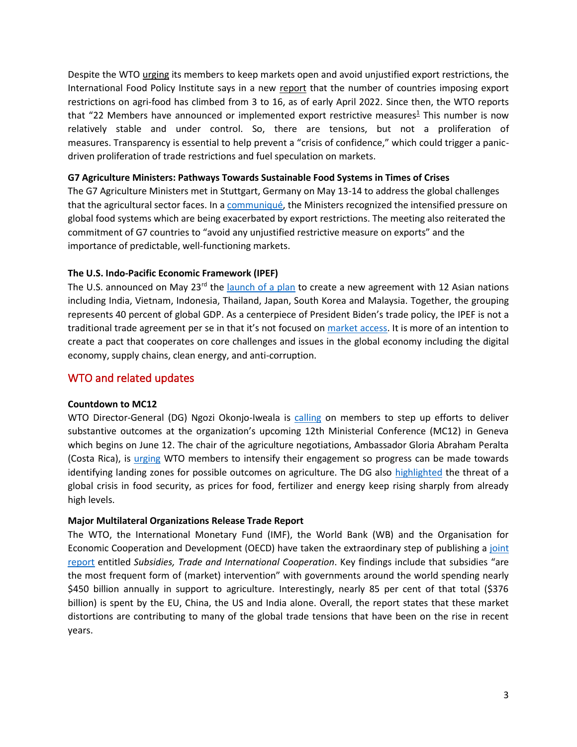Despite the WTO urging its members to keep markets open and avoid unjustified export restrictions, the International Food Policy Institute says in a new report that the number of countries imposing export restrictions on agri-food has climbed from 3 to 16, as of early April 2022. Since then, the WTO reports that "22 Members have announced or implemented export restrictive measures[1] This number is now relatively stable and under control. So, there are tensions, but not a proliferation of measures. Transparency is essential to help prevent a "crisis of confidence," which could trigger a panic-driven proliferation of trade restrictions and fuel speculation on markets.

**G7 Agriculture Ministers: Pathways Towards Sustainable Food Systems in Times of Crises**

The G7 Agriculture Ministers met in Stuttgart, Germany on May 13-14 to address the global challenges that the agricultural sector faces. In a communiqué, the Ministers recognized the intensified pressure on global food systems which are being exacerbated by export restrictions. The meeting also reiterated the commitment of G7 countries to "avoid any unjustified restrictive measure on exports" and the importance of predictable, well-functioning markets.

**The U.S. Indo-Pacific Economic Framework (IPEF)**

The U.S. announced on May 23rd the launch of a plan to create a new agreement with 12 Asian nations including India, Vietnam, Indonesia, Thailand, Japan, South Korea and Malaysia. Together, the grouping represents 40 percent of global GDP. As a centerpiece of President Biden's trade policy, the IPEF is not a traditional trade agreement per se in that it's not focused on market access. It is more of an intention to create a pact that cooperates on core challenges and issues in the global economy including the digital economy, supply chains, clean energy, and anti-corruption.

## WTO and related updates

**Countdown to MC12**

WTO Director-General (DG) Ngozi Okonjo-Iweala is calling on members to step up efforts to deliver substantive outcomes at the organization's upcoming 12th Ministerial Conference (MC12) in Geneva which begins on June 12. The chair of the agriculture negotiations, Ambassador Gloria Abraham Peralta (Costa Rica), is urging WTO members to intensify their engagement so progress can be made towards identifying landing zones for possible outcomes on agriculture. The DG also highlighted the threat of a global crisis in food security, as prices for food, fertilizer and energy keep rising sharply from already high levels.

**Major Multilateral Organizations Release Trade Report**

The WTO, the International Monetary Fund (IMF), the World Bank (WB) and the Organisation for Economic Cooperation and Development (OECD) have taken the extraordinary step of publishing a joint report entitled *Subsidies, Trade and International Cooperation*. Key findings include that subsidies "are the most frequent form of (market) intervention" with governments around the world spending nearly $450 billion annually in support to agriculture. Interestingly, nearly 85 per cent of that total ($376 billion) is spent by the EU, China, the US and India alone. Overall, the report states that these market distortions are contributing to many of the global trade tensions that have been on the rise in recent years.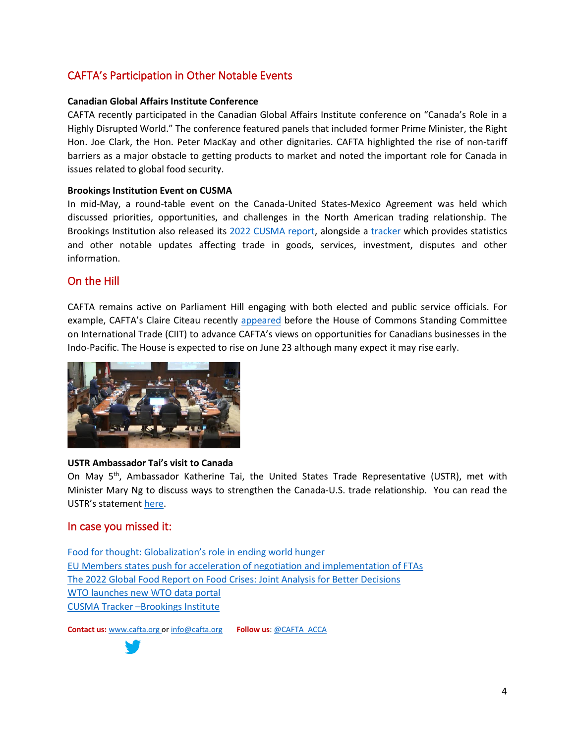## CAFTA's Participation in Other Notable Events

**Canadian Global Affairs Institute Conference**

CAFTA recently participated in the Canadian Global Affairs Institute conference on "Canada's Role in a Highly Disrupted World." The conference featured panels that included former Prime Minister, the Right Hon. Joe Clark, the Hon. Peter MacKay and other dignitaries. CAFTA highlighted the rise of non-tariff barriers as a major obstacle to getting products to market and noted the important role for Canada in issues related to global food security.

**Brookings Institution Event on CUSMA**

In mid-May, a round-table event on the Canada-United States-Mexico Agreement was held which discussed priorities, opportunities, and challenges in the North American trading relationship. The Brookings Institution also released its 2022 CUSMA report, alongside a tracker which provides statistics and other notable updates affecting trade in goods, services, investment, disputes and other information.

## On the Hill

CAFTA remains active on Parliament Hill engaging with both elected and public service officials. For example, CAFTA's Claire Citeau recently appeared before the House of Commons Standing Committee on International Trade (CIIT) to advance CAFTA's views on opportunities for Canadians businesses in the Indo-Pacific. The House is expected to rise on June 23 although many expect it may rise early.

**USTR Ambassador Tai's visit to Canada**

On May 5th, Ambassador Katherine Tai, the United States Trade Representative (USTR), met with Minister Mary Ng to discuss ways to strengthen the Canada-U.S. trade relationship. You can read the USTR's statement here.

## In case you missed it:

Food for thought: Globalization's role in ending world hunger
EU Members states push for acceleration of negotiation and implementation of FTAs
The 2022 Global Food Report on Food Crises: Joint Analysis for Better Decisions
WTO launches new WTO data portal
CUSMA Tracker –Brookings Institute

**Contact us:** www.cafta.org or info@cafta.org **Follow us:** @CAFTA_ACCA